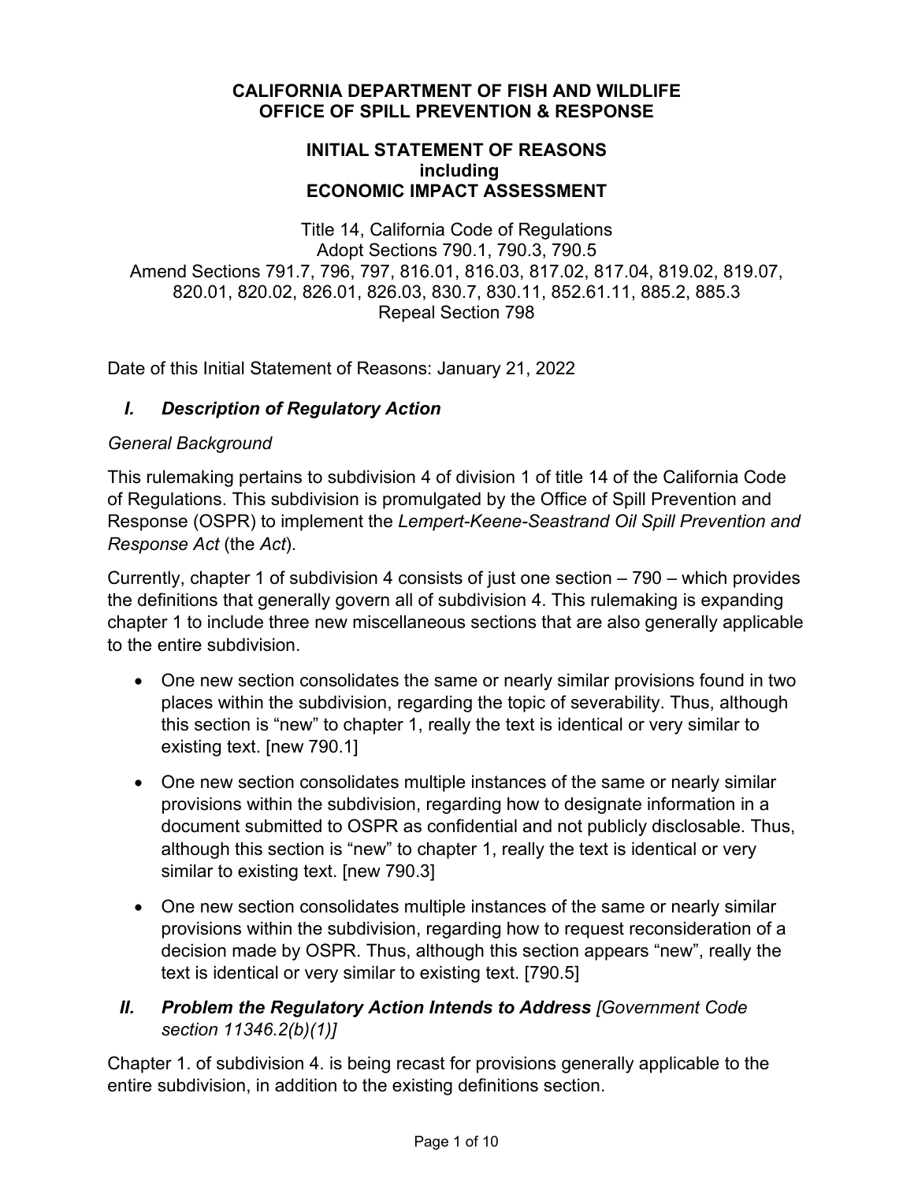**CALIFORNIA DEPARTMENT OF FISH AND WILDLIFE**
**OFFICE OF SPILL PREVENTION & RESPONSE**

**INITIAL STATEMENT OF REASONS**
**including**
**ECONOMIC IMPACT ASSESSMENT**

Title 14, California Code of Regulations
Adopt Sections 790.1, 790.3, 790.5
Amend Sections 791.7, 796, 797, 816.01, 816.03, 817.02, 817.04, 819.02, 819.07, 820.01, 820.02, 826.01, 826.03, 830.7, 830.11, 852.61.11, 885.2, 885.3
Repeal Section 798

Date of this Initial Statement of Reasons: January 21, 2022

## *I. Description of Regulatory Action*

*General Background*

This rulemaking pertains to subdivision 4 of division 1 of title 14 of the California Code of Regulations. This subdivision is promulgated by the Office of Spill Prevention and Response (OSPR) to implement the *Lempert-Keene-Seastrand Oil Spill Prevention and Response Act* (the *Act*).

Currently, chapter 1 of subdivision 4 consists of just one section – 790 – which provides the definitions that generally govern all of subdivision 4. This rulemaking is expanding chapter 1 to include three new miscellaneous sections that are also generally applicable to the entire subdivision.

- One new section consolidates the same or nearly similar provisions found in two places within the subdivision, regarding the topic of severability. Thus, although this section is "new" to chapter 1, really the text is identical or very similar to existing text. [new 790.1]
- One new section consolidates multiple instances of the same or nearly similar provisions within the subdivision, regarding how to designate information in a document submitted to OSPR as confidential and not publicly disclosable. Thus, although this section is "new" to chapter 1, really the text is identical or very similar to existing text. [new 790.3]
- One new section consolidates multiple instances of the same or nearly similar provisions within the subdivision, regarding how to request reconsideration of a decision made by OSPR. Thus, although this section appears "new", really the text is identical or very similar to existing text. [790.5]

## *II. Problem the Regulatory Action Intends to Address [Government Code section 11346.2(b)(1)]*

Chapter 1. of subdivision 4. is being recast for provisions generally applicable to the entire subdivision, in addition to the existing definitions section.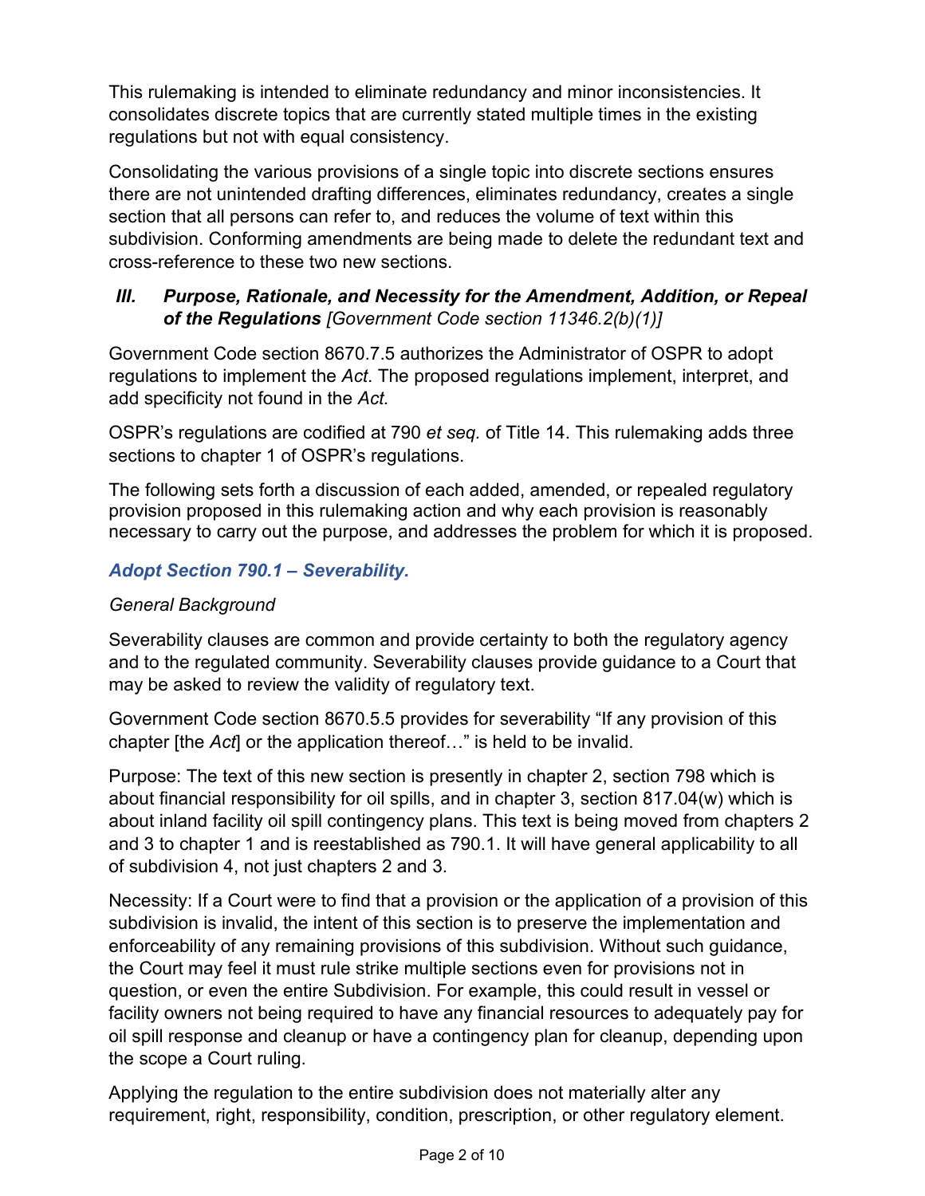This rulemaking is intended to eliminate redundancy and minor inconsistencies. It consolidates discrete topics that are currently stated multiple times in the existing regulations but not with equal consistency.

Consolidating the various provisions of a single topic into discrete sections ensures there are not unintended drafting differences, eliminates redundancy, creates a single section that all persons can refer to, and reduces the volume of text within this subdivision. Conforming amendments are being made to delete the redundant text and cross-reference to these two new sections.

### *III. Purpose, Rationale, and Necessity for the Amendment, Addition, or Repeal of the Regulations [Government Code section 11346.2(b)(1)]*

Government Code section 8670.7.5 authorizes the Administrator of OSPR to adopt regulations to implement the *Act*. The proposed regulations implement, interpret, and add specificity not found in the *Act.*

OSPR's regulations are codified at 790 *et seq.* of Title 14. This rulemaking adds three sections to chapter 1 of OSPR's regulations.

The following sets forth a discussion of each added, amended, or repealed regulatory provision proposed in this rulemaking action and why each provision is reasonably necessary to carry out the purpose, and addresses the problem for which it is proposed.

#### *Adopt Section 790.1 – Severability.*

*General Background*

Severability clauses are common and provide certainty to both the regulatory agency and to the regulated community. Severability clauses provide guidance to a Court that may be asked to review the validity of regulatory text.

Government Code section 8670.5.5 provides for severability "If any provision of this chapter [the *Act*] or the application thereof…" is held to be invalid.

Purpose: The text of this new section is presently in chapter 2, section 798 which is about financial responsibility for oil spills, and in chapter 3, section 817.04(w) which is about inland facility oil spill contingency plans. This text is being moved from chapters 2 and 3 to chapter 1 and is reestablished as 790.1. It will have general applicability to all of subdivision 4, not just chapters 2 and 3.

Necessity: If a Court were to find that a provision or the application of a provision of this subdivision is invalid, the intent of this section is to preserve the implementation and enforceability of any remaining provisions of this subdivision. Without such guidance, the Court may feel it must rule strike multiple sections even for provisions not in question, or even the entire Subdivision. For example, this could result in vessel or facility owners not being required to have any financial resources to adequately pay for oil spill response and cleanup or have a contingency plan for cleanup, depending upon the scope a Court ruling.

Applying the regulation to the entire subdivision does not materially alter any requirement, right, responsibility, condition, prescription, or other regulatory element.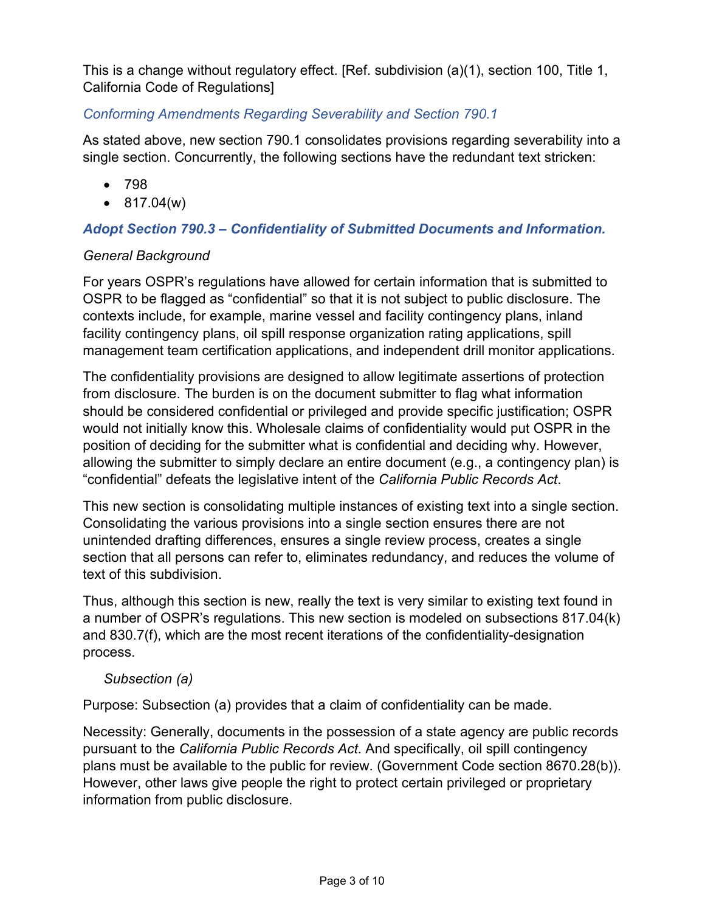This is a change without regulatory effect. [Ref. subdivision (a)(1), section 100, Title 1, California Code of Regulations]

*Conforming Amendments Regarding Severability and Section 790.1*

As stated above, new section 790.1 consolidates provisions regarding severability into a single section. Concurrently, the following sections have the redundant text stricken:

- 798
- 817.04(w)

### ***Adopt Section 790.3 – Confidentiality of Submitted Documents and Information.***

*General Background*

For years OSPR's regulations have allowed for certain information that is submitted to OSPR to be flagged as "confidential" so that it is not subject to public disclosure. The contexts include, for example, marine vessel and facility contingency plans, inland facility contingency plans, oil spill response organization rating applications, spill management team certification applications, and independent drill monitor applications.

The confidentiality provisions are designed to allow legitimate assertions of protection from disclosure. The burden is on the document submitter to flag what information should be considered confidential or privileged and provide specific justification; OSPR would not initially know this. Wholesale claims of confidentiality would put OSPR in the position of deciding for the submitter what is confidential and deciding why. However, allowing the submitter to simply declare an entire document (e.g., a contingency plan) is "confidential" defeats the legislative intent of the *California Public Records Act*.

This new section is consolidating multiple instances of existing text into a single section. Consolidating the various provisions into a single section ensures there are not unintended drafting differences, ensures a single review process, creates a single section that all persons can refer to, eliminates redundancy, and reduces the volume of text of this subdivision.

Thus, although this section is new, really the text is very similar to existing text found in a number of OSPR's regulations. This new section is modeled on subsections 817.04(k) and 830.7(f), which are the most recent iterations of the confidentiality-designation process.

*Subsection (a)*

Purpose: Subsection (a) provides that a claim of confidentiality can be made.

Necessity: Generally, documents in the possession of a state agency are public records pursuant to the *California Public Records Act*. And specifically, oil spill contingency plans must be available to the public for review. (Government Code section 8670.28(b)). However, other laws give people the right to protect certain privileged or proprietary information from public disclosure.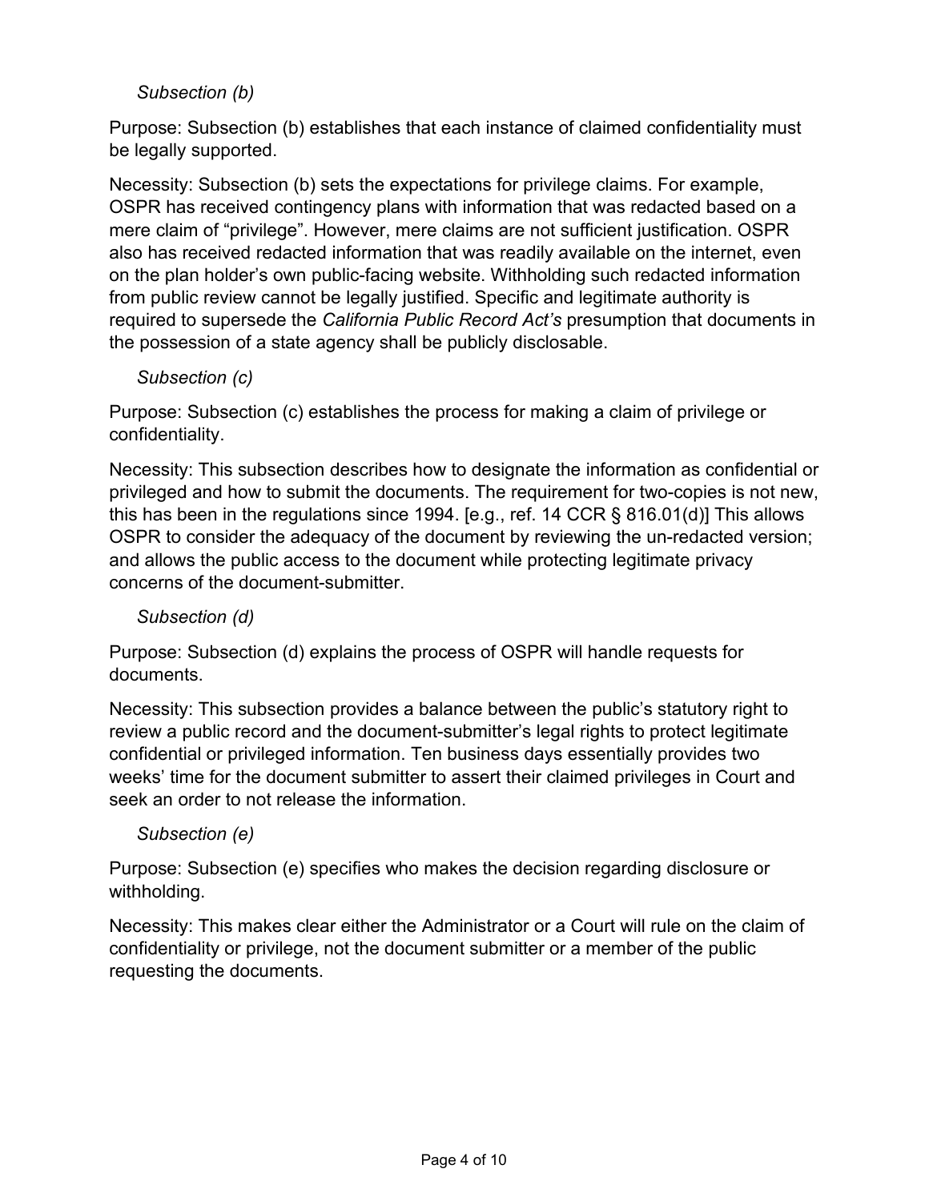*Subsection (b)*

Purpose: Subsection (b) establishes that each instance of claimed confidentiality must be legally supported.

Necessity: Subsection (b) sets the expectations for privilege claims. For example, OSPR has received contingency plans with information that was redacted based on a mere claim of "privilege". However, mere claims are not sufficient justification. OSPR also has received redacted information that was readily available on the internet, even on the plan holder's own public-facing website. Withholding such redacted information from public review cannot be legally justified. Specific and legitimate authority is required to supersede the *California Public Record Act's* presumption that documents in the possession of a state agency shall be publicly disclosable.

*Subsection (c)*

Purpose: Subsection (c) establishes the process for making a claim of privilege or confidentiality.

Necessity: This subsection describes how to designate the information as confidential or privileged and how to submit the documents. The requirement for two-copies is not new, this has been in the regulations since 1994. [e.g., ref. 14 CCR § 816.01(d)] This allows OSPR to consider the adequacy of the document by reviewing the un-redacted version; and allows the public access to the document while protecting legitimate privacy concerns of the document-submitter.

*Subsection (d)*

Purpose: Subsection (d) explains the process of OSPR will handle requests for documents.

Necessity: This subsection provides a balance between the public's statutory right to review a public record and the document-submitter's legal rights to protect legitimate confidential or privileged information. Ten business days essentially provides two weeks' time for the document submitter to assert their claimed privileges in Court and seek an order to not release the information.

*Subsection (e)*

Purpose: Subsection (e) specifies who makes the decision regarding disclosure or withholding.

Necessity: This makes clear either the Administrator or a Court will rule on the claim of confidentiality or privilege, not the document submitter or a member of the public requesting the documents.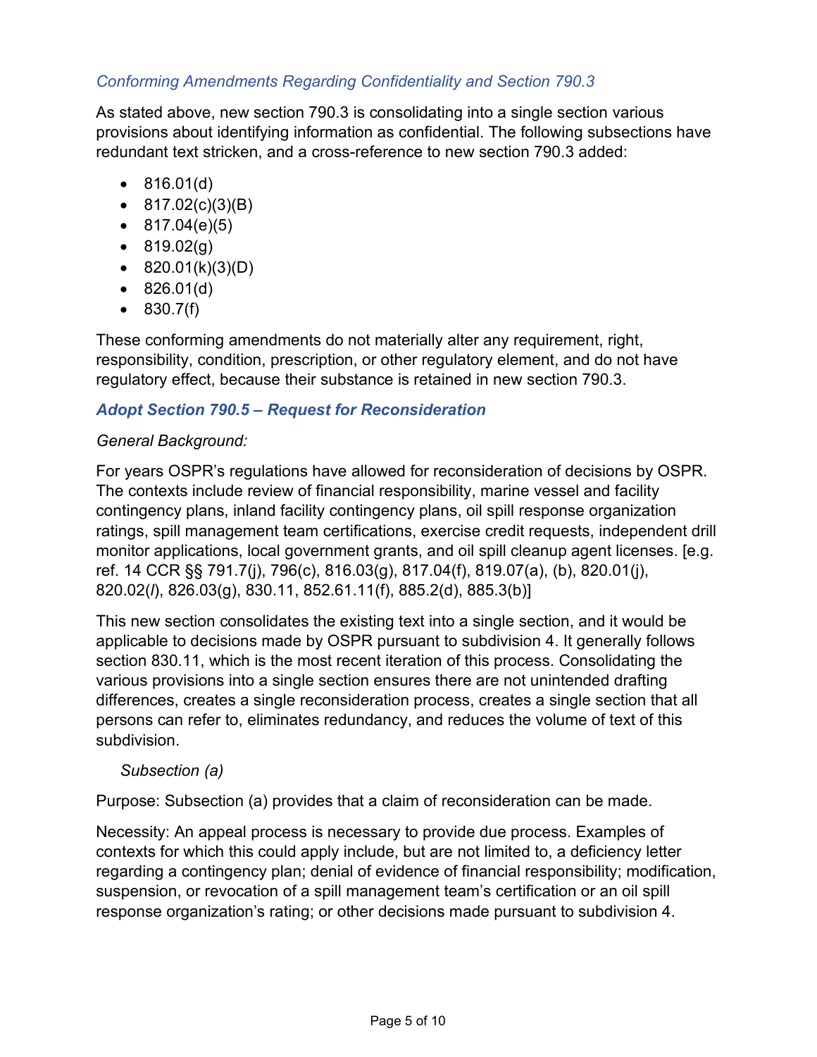*Conforming Amendments Regarding Confidentiality and Section 790.3*

As stated above, new section 790.3 is consolidating into a single section various provisions about identifying information as confidential. The following subsections have redundant text stricken, and a cross-reference to new section 790.3 added:

- 816.01(d)
- 817.02(c)(3)(B)
- 817.04(e)(5)
- 819.02(g)
- 820.01(k)(3)(D)
- 826.01(d)
- 830.7(f)

These conforming amendments do not materially alter any requirement, right, responsibility, condition, prescription, or other regulatory element, and do not have regulatory effect, because their substance is retained in new section 790.3.

### *Adopt Section 790.5 – Request for Reconsideration*

*General Background:*

For years OSPR's regulations have allowed for reconsideration of decisions by OSPR. The contexts include review of financial responsibility, marine vessel and facility contingency plans, inland facility contingency plans, oil spill response organization ratings, spill management team certifications, exercise credit requests, independent drill monitor applications, local government grants, and oil spill cleanup agent licenses. [e.g. ref. 14 CCR §§ 791.7(j), 796(c), 816.03(g), 817.04(f), 819.07(a), (b), 820.01(j), 820.02(*l*), 826.03(g), 830.11, 852.61.11(f), 885.2(d), 885.3(b)]

This new section consolidates the existing text into a single section, and it would be applicable to decisions made by OSPR pursuant to subdivision 4. It generally follows section 830.11, which is the most recent iteration of this process. Consolidating the various provisions into a single section ensures there are not unintended drafting differences, creates a single reconsideration process, creates a single section that all persons can refer to, eliminates redundancy, and reduces the volume of text of this subdivision.

*Subsection (a)*

Purpose: Subsection (a) provides that a claim of reconsideration can be made.

Necessity: An appeal process is necessary to provide due process. Examples of contexts for which this could apply include, but are not limited to, a deficiency letter regarding a contingency plan; denial of evidence of financial responsibility; modification, suspension, or revocation of a spill management team's certification or an oil spill response organization's rating; or other decisions made pursuant to subdivision 4.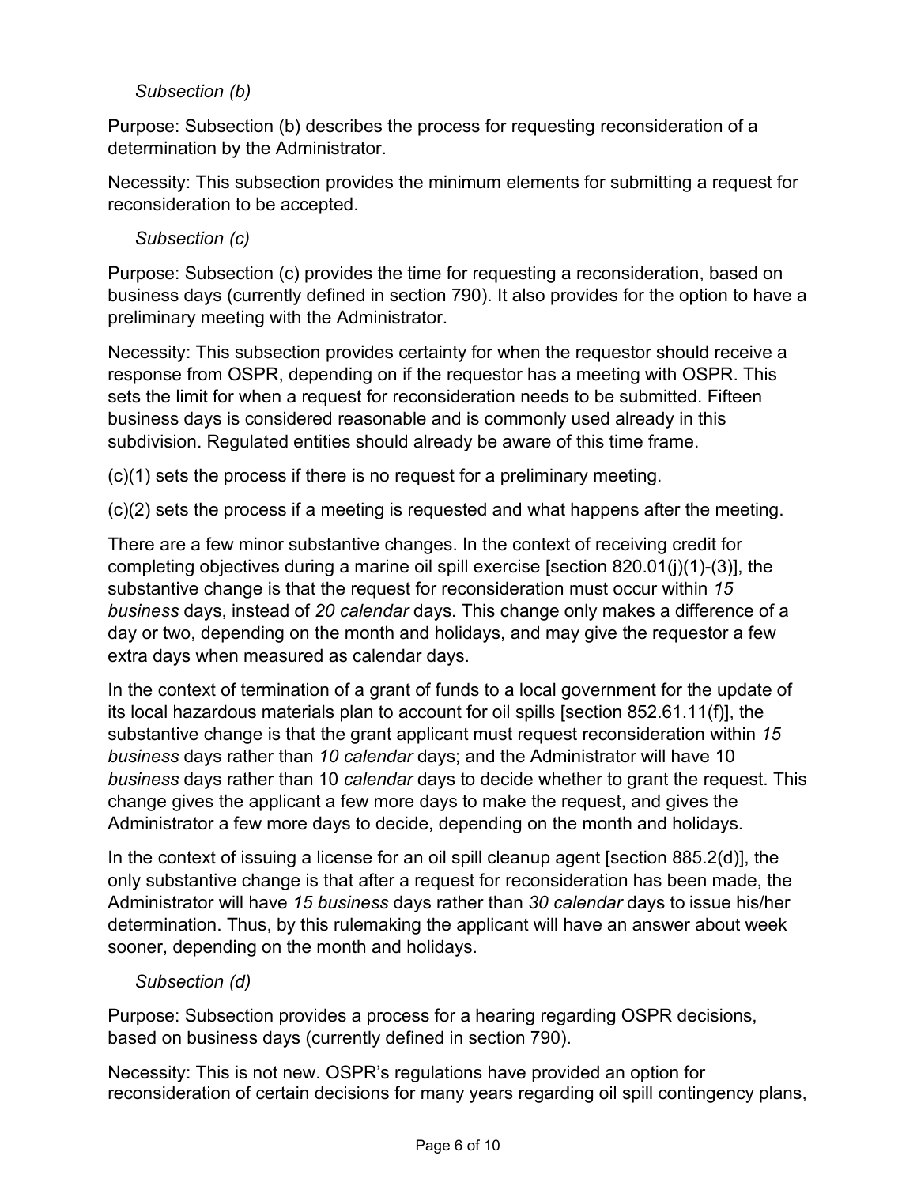*Subsection (b)*

Purpose: Subsection (b) describes the process for requesting reconsideration of a determination by the Administrator.

Necessity: This subsection provides the minimum elements for submitting a request for reconsideration to be accepted.

*Subsection (c)*

Purpose: Subsection (c) provides the time for requesting a reconsideration, based on business days (currently defined in section 790). It also provides for the option to have a preliminary meeting with the Administrator.

Necessity: This subsection provides certainty for when the requestor should receive a response from OSPR, depending on if the requestor has a meeting with OSPR. This sets the limit for when a request for reconsideration needs to be submitted. Fifteen business days is considered reasonable and is commonly used already in this subdivision. Regulated entities should already be aware of this time frame.

(c)(1) sets the process if there is no request for a preliminary meeting.

(c)(2) sets the process if a meeting is requested and what happens after the meeting.

There are a few minor substantive changes. In the context of receiving credit for completing objectives during a marine oil spill exercise [section 820.01(j)(1)-(3)], the substantive change is that the request for reconsideration must occur within *15 business* days, instead of *20 calendar* days. This change only makes a difference of a day or two, depending on the month and holidays, and may give the requestor a few extra days when measured as calendar days.

In the context of termination of a grant of funds to a local government for the update of its local hazardous materials plan to account for oil spills [section 852.61.11(f)], the substantive change is that the grant applicant must request reconsideration within *15 business* days rather than *10 calendar* days; and the Administrator will have 10 *business* days rather than 10 *calendar* days to decide whether to grant the request. This change gives the applicant a few more days to make the request, and gives the Administrator a few more days to decide, depending on the month and holidays.

In the context of issuing a license for an oil spill cleanup agent [section 885.2(d)], the only substantive change is that after a request for reconsideration has been made, the Administrator will have *15 business* days rather than *30 calendar* days to issue his/her determination. Thus, by this rulemaking the applicant will have an answer about week sooner, depending on the month and holidays.

*Subsection (d)*

Purpose: Subsection provides a process for a hearing regarding OSPR decisions, based on business days (currently defined in section 790).

Necessity: This is not new. OSPR's regulations have provided an option for reconsideration of certain decisions for many years regarding oil spill contingency plans,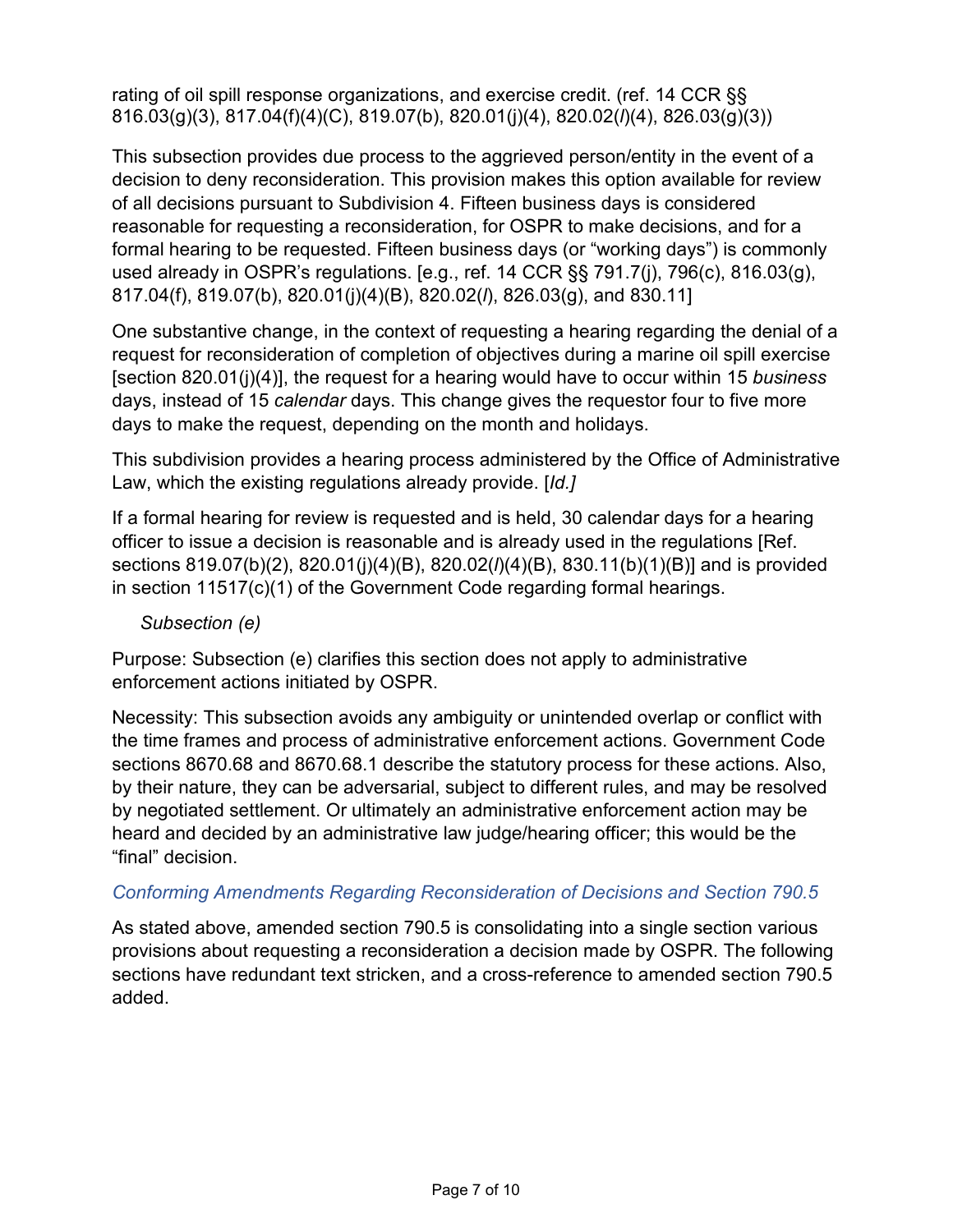rating of oil spill response organizations, and exercise credit. (ref. 14 CCR §§ 816.03(g)(3), 817.04(f)(4)(C), 819.07(b), 820.01(j)(4), 820.02(*l*)(4), 826.03(g)(3))

This subsection provides due process to the aggrieved person/entity in the event of a decision to deny reconsideration. This provision makes this option available for review of all decisions pursuant to Subdivision 4. Fifteen business days is considered reasonable for requesting a reconsideration, for OSPR to make decisions, and for a formal hearing to be requested. Fifteen business days (or "working days") is commonly used already in OSPR's regulations. [e.g., ref. 14 CCR §§ 791.7(j), 796(c), 816.03(g), 817.04(f), 819.07(b), 820.01(j)(4)(B), 820.02(*l*), 826.03(g), and 830.11]

One substantive change, in the context of requesting a hearing regarding the denial of a request for reconsideration of completion of objectives during a marine oil spill exercise [section 820.01(j)(4)], the request for a hearing would have to occur within 15 *business* days, instead of 15 *calendar* days. This change gives the requestor four to five more days to make the request, depending on the month and holidays.

This subdivision provides a hearing process administered by the Office of Administrative Law, which the existing regulations already provide. [*Id.]*

If a formal hearing for review is requested and is held, 30 calendar days for a hearing officer to issue a decision is reasonable and is already used in the regulations [Ref. sections 819.07(b)(2), 820.01(j)(4)(B), 820.02(*l*)(4)(B), 830.11(b)(1)(B)] and is provided in section 11517(c)(1) of the Government Code regarding formal hearings.

*Subsection (e)*

Purpose: Subsection (e) clarifies this section does not apply to administrative enforcement actions initiated by OSPR.

Necessity: This subsection avoids any ambiguity or unintended overlap or conflict with the time frames and process of administrative enforcement actions. Government Code sections 8670.68 and 8670.68.1 describe the statutory process for these actions. Also, by their nature, they can be adversarial, subject to different rules, and may be resolved by negotiated settlement. Or ultimately an administrative enforcement action may be heard and decided by an administrative law judge/hearing officer; this would be the "final" decision.

### *Conforming Amendments Regarding Reconsideration of Decisions and Section 790.5*

As stated above, amended section 790.5 is consolidating into a single section various provisions about requesting a reconsideration a decision made by OSPR. The following sections have redundant text stricken, and a cross-reference to amended section 790.5 added.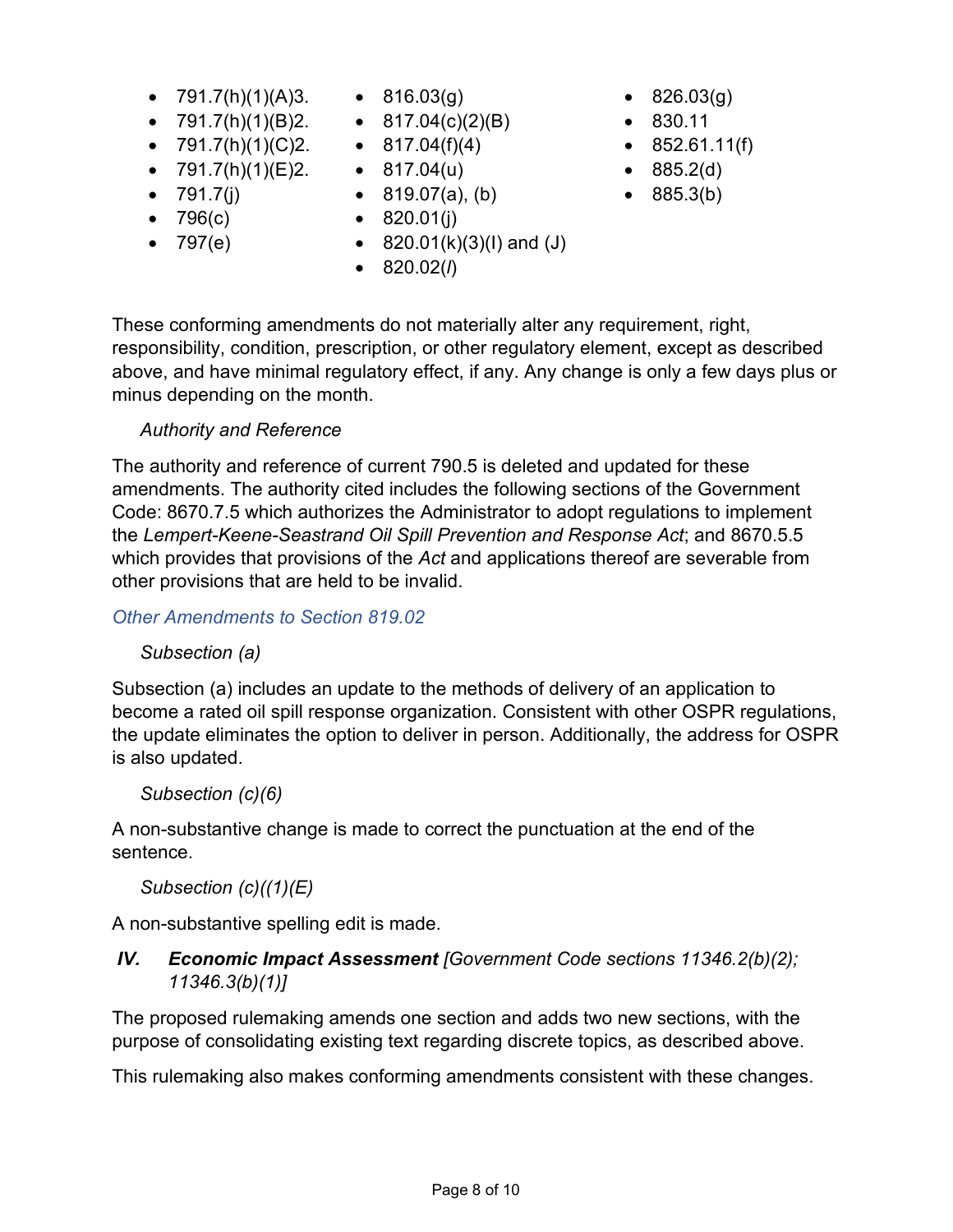- 791.7(h)(1)(A)3.
- 791.7(h)(1)(B)2.
- 791.7(h)(1)(C)2.
- 791.7(h)(1)(E)2.
- 791.7(j)
- 796(c)
- 797(e)
- 816.03(g)
- 817.04(c)(2)(B)
- 817.04(f)(4)
- 817.04(u)
- 819.07(a), (b)
- 820.01(j)
- 820.01(k)(3)(I) and (J)
- 820.02(*l*)
- 826.03(g)
- 830.11
- 852.61.11(f)
- 885.2(d)
- 885.3(b)

These conforming amendments do not materially alter any requirement, right, responsibility, condition, prescription, or other regulatory element, except as described above, and have minimal regulatory effect, if any. Any change is only a few days plus or minus depending on the month.

*Authority and Reference*

The authority and reference of current 790.5 is deleted and updated for these amendments. The authority cited includes the following sections of the Government Code: 8670.7.5 which authorizes the Administrator to adopt regulations to implement the *Lempert-Keene-Seastrand Oil Spill Prevention and Response Act*; and 8670.5.5 which provides that provisions of the *Act* and applications thereof are severable from other provisions that are held to be invalid.

### *Other Amendments to Section 819.02*

*Subsection (a)*

Subsection (a) includes an update to the methods of delivery of an application to become a rated oil spill response organization. Consistent with other OSPR regulations, the update eliminates the option to deliver in person. Additionally, the address for OSPR is also updated.

*Subsection (c)(6)*

A non-substantive change is made to correct the punctuation at the end of the sentence.

*Subsection (c)((1)(E)*

A non-substantive spelling edit is made.

## *IV.* ***Economic Impact Assessment*** *[Government Code sections 11346.2(b)(2); 11346.3(b)(1)]*

The proposed rulemaking amends one section and adds two new sections, with the purpose of consolidating existing text regarding discrete topics, as described above.

This rulemaking also makes conforming amendments consistent with these changes.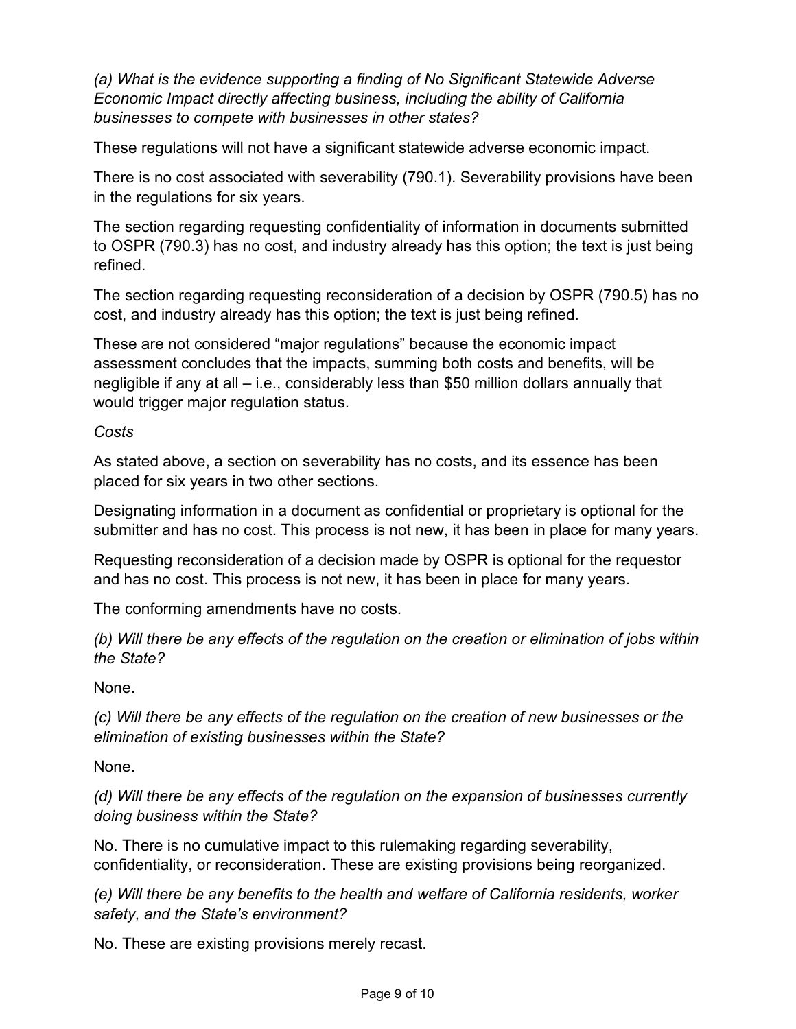*(a) What is the evidence supporting a finding of No Significant Statewide Adverse Economic Impact directly affecting business, including the ability of California businesses to compete with businesses in other states?*

These regulations will not have a significant statewide adverse economic impact.

There is no cost associated with severability (790.1). Severability provisions have been in the regulations for six years.

The section regarding requesting confidentiality of information in documents submitted to OSPR (790.3) has no cost, and industry already has this option; the text is just being refined.

The section regarding requesting reconsideration of a decision by OSPR (790.5) has no cost, and industry already has this option; the text is just being refined.

These are not considered "major regulations" because the economic impact assessment concludes that the impacts, summing both costs and benefits, will be negligible if any at all – i.e., considerably less than $50 million dollars annually that would trigger major regulation status.

*Costs*

As stated above, a section on severability has no costs, and its essence has been placed for six years in two other sections.

Designating information in a document as confidential or proprietary is optional for the submitter and has no cost. This process is not new, it has been in place for many years.

Requesting reconsideration of a decision made by OSPR is optional for the requestor and has no cost. This process is not new, it has been in place for many years.

The conforming amendments have no costs.

*(b) Will there be any effects of the regulation on the creation or elimination of jobs within the State?*

None.

*(c) Will there be any effects of the regulation on the creation of new businesses or the elimination of existing businesses within the State?*

None.

*(d) Will there be any effects of the regulation on the expansion of businesses currently doing business within the State?*

No. There is no cumulative impact to this rulemaking regarding severability, confidentiality, or reconsideration. These are existing provisions being reorganized.

*(e) Will there be any benefits to the health and welfare of California residents, worker safety, and the State's environment?*

No. These are existing provisions merely recast.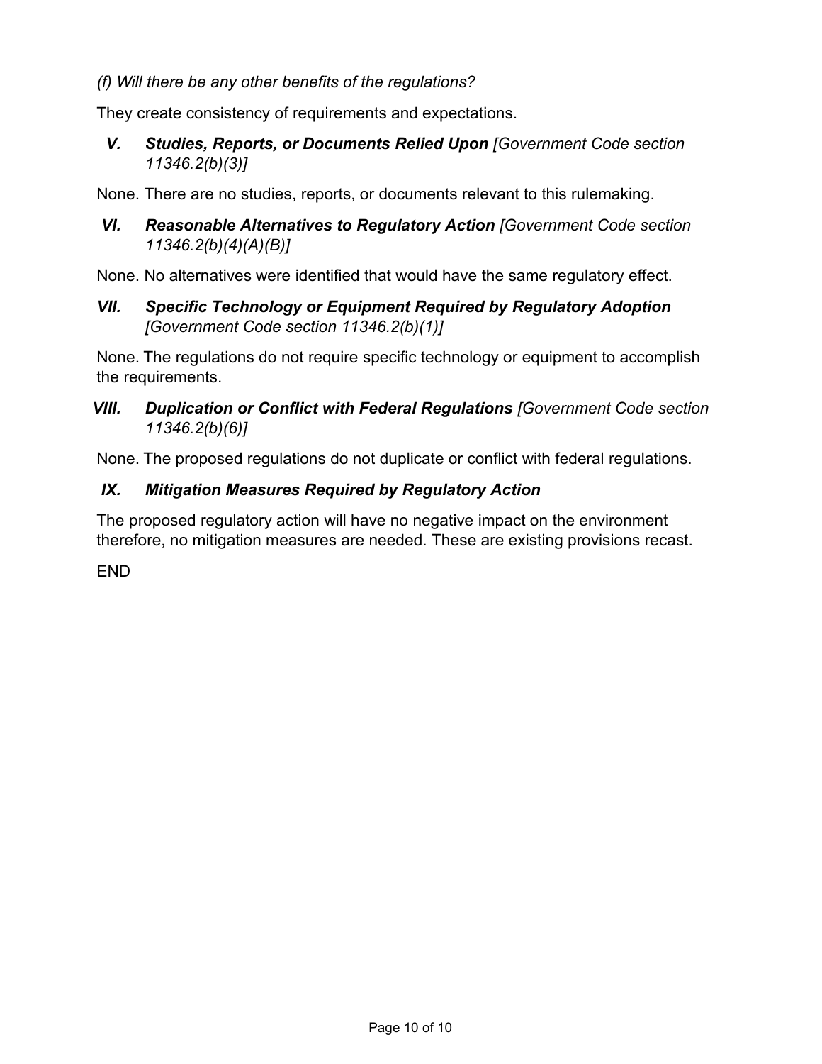*(f) Will there be any other benefits of the regulations?*

They create consistency of requirements and expectations.

## V. Studies, Reports, or Documents Relied Upon *[Government Code section 11346.2(b)(3)]*

None. There are no studies, reports, or documents relevant to this rulemaking.

## VI. Reasonable Alternatives to Regulatory Action *[Government Code section 11346.2(b)(4)(A)(B)]*

None. No alternatives were identified that would have the same regulatory effect.

## VII. Specific Technology or Equipment Required by Regulatory Adoption *[Government Code section 11346.2(b)(1)]*

None. The regulations do not require specific technology or equipment to accomplish the requirements.

## VIII. Duplication or Conflict with Federal Regulations *[Government Code section 11346.2(b)(6)]*

None. The proposed regulations do not duplicate or conflict with federal regulations.

## IX. Mitigation Measures Required by Regulatory Action

The proposed regulatory action will have no negative impact on the environment therefore, no mitigation measures are needed. These are existing provisions recast.

END